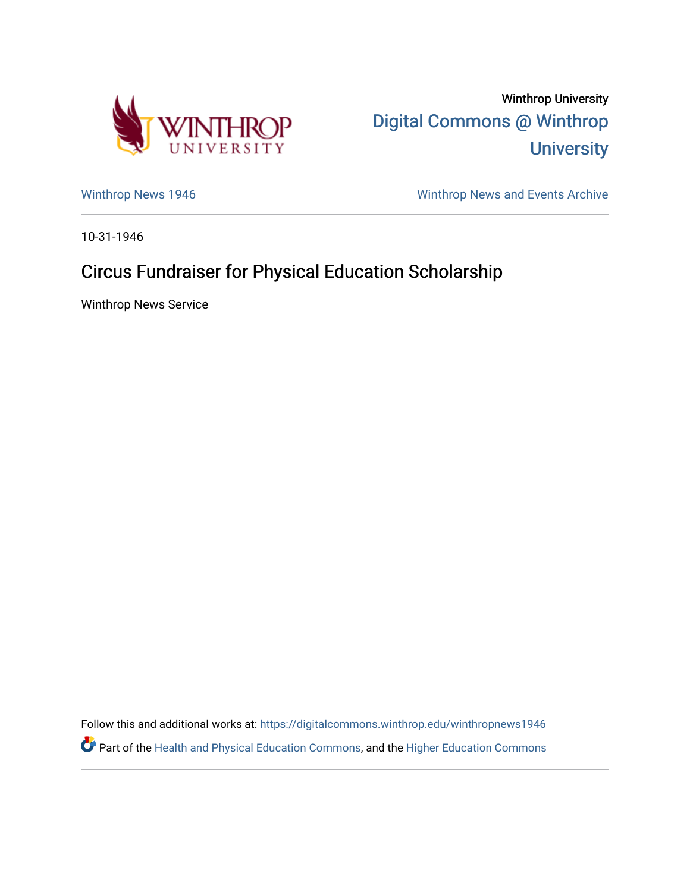Winthrop University

Digital Commons @ Winthrop University

Winthrop News 1946

Winthrop News and Events Archive

10-31-1946

# Circus Fundraiser for Physical Education Scholarship

Winthrop News Service

Follow this and additional works at: https://digitalcommons.winthrop.edu/winthropnews1946

Part of the Health and Physical Education Commons, and the Higher Education Commons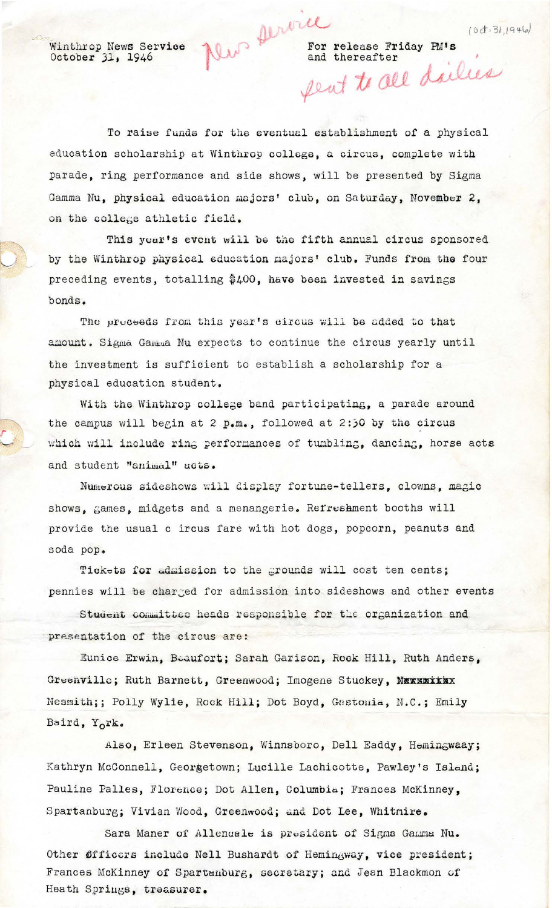Winthrop News Service
October 31, 1946

News Service

(Oct. 31, 1946)

For release Friday PM's
and thereafter

Sent to all dailies

To raise funds for the eventual establishment of a physical education scholarship at Winthrop college, a circus, complete with parade, ring performance and side shows, will be presented by Sigma Gamma Nu, physical education majors' club, on Saturday, November 2, on the college athletic field.

This year's event will be the fifth annual circus sponsored by the Winthrop physical education majors' club. Funds from the four preceding events, totalling $400, have been invested in savings bonds.

The proceeds from this year's circus will be added to that amount. Sigma Gamma Nu expects to continue the circus yearly until the investment is sufficient to establish a scholarship for a physical education student.

With the Winthrop college band participating, a parade around the campus will begin at 2 p.m., followed at 2:30 by the circus which will include ring performances of tumbling, dancing, horse acts and student "animal" acts.

Numerous sideshows will display fortune-tellers, clowns, magic shows, games, midgets and a menangerie. Refreshment booths will provide the usual c ircus fare with hot dogs, popcorn, peanuts and soda pop.

Tickets for admission to the grounds will cost ten cents; pennies will be charged for admission into sideshows and other events

Student committee heads responsible for the organization and presentation of the circus are:

Eunice Erwin, Beaufort; Sarah Garison, Rock Hill, Ruth Anders, Greenville; Ruth Barnett, Greenwood; Imogene Stuckey, Nesmith;; Polly Wylie, Rock Hill; Dot Boyd, Gastonia, N.C.; Emily Baird, York.

Also, Erleen Stevenson, Winnsboro, Dell Eaddy, Hemingwaay; Kathryn McConnell, Georgetown; Lucille Lachicotte, Pawley's Island; Pauline Palles, Florence; Dot Allen, Columbia; Frances McKinney, Spartanburg; Vivian Wood, Greenwood; and Dot Lee, Whitmire.

Sara Maner of Allendale is president of Signa Gamma Nu. Other officers include Nell Bushardt of Hemingway, vice president; Frances McKinney of Spartanburg, secretary; and Jean Blackmon of Heath Springs, treasurer.